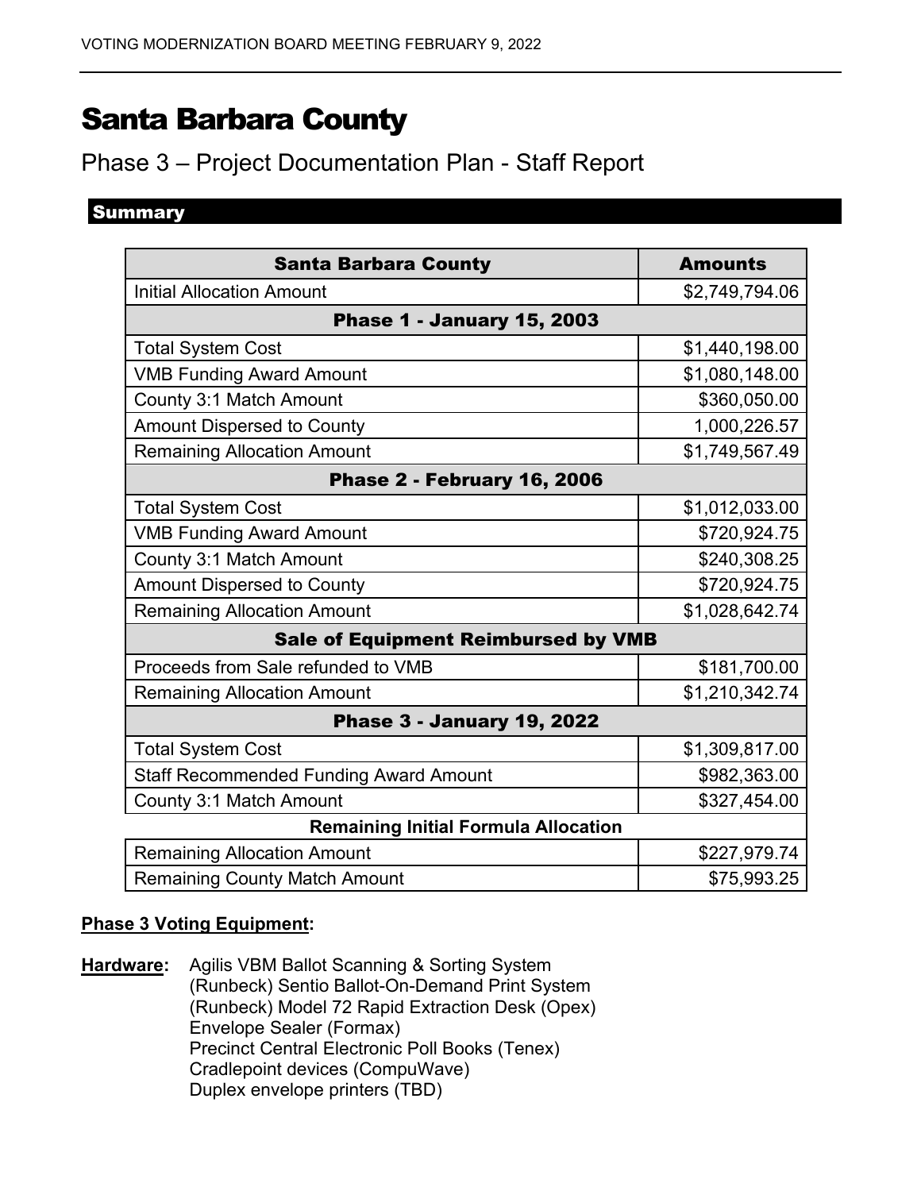# Santa Barbara County

## Phase 3 – Project Documentation Plan - Staff Report

### Summary

| Santa Barbara County | Amounts |
|---|---|
| Initial Allocation Amount | $2,749,794.06 |
| **Phase 1 - January 15, 2003** | |
| Total System Cost | $1,440,198.00 |
| VMB Funding Award Amount | $1,080,148.00 |
| County 3:1 Match Amount | $360,050.00 |
| Amount Dispersed to County | 1,000,226.57 |
| Remaining Allocation Amount | $1,749,567.49 |
| **Phase 2 - February 16, 2006** | |
| Total System Cost | $1,012,033.00 |
| VMB Funding Award Amount | $720,924.75 |
| County 3:1 Match Amount | $240,308.25 |
| Amount Dispersed to County | $720,924.75 |
| Remaining Allocation Amount | $1,028,642.74 |
| **Sale of Equipment Reimbursed by VMB** | |
| Proceeds from Sale refunded to VMB | $181,700.00 |
| Remaining Allocation Amount | $1,210,342.74 |
| **Phase 3 - January 19, 2022** | |
| Total System Cost | $1,309,817.00 |
| Staff Recommended Funding Award Amount | $982,363.00 |
| County 3:1 Match Amount | $327,454.00 |
| **Remaining Initial Formula Allocation** | |
| Remaining Allocation Amount | $227,979.74 |
| Remaining County Match Amount | $75,993.25 |

**Phase 3 Voting Equipment:**

**Hardware:**
- Agilis VBM Ballot Scanning & Sorting System
- (Runbeck) Sentio Ballot-On-Demand Print System
- (Runbeck) Model 72 Rapid Extraction Desk (Opex)
- Envelope Sealer (Formax)
- Precinct Central Electronic Poll Books (Tenex)
- Cradlepoint devices (CompuWave)
- Duplex envelope printers (TBD)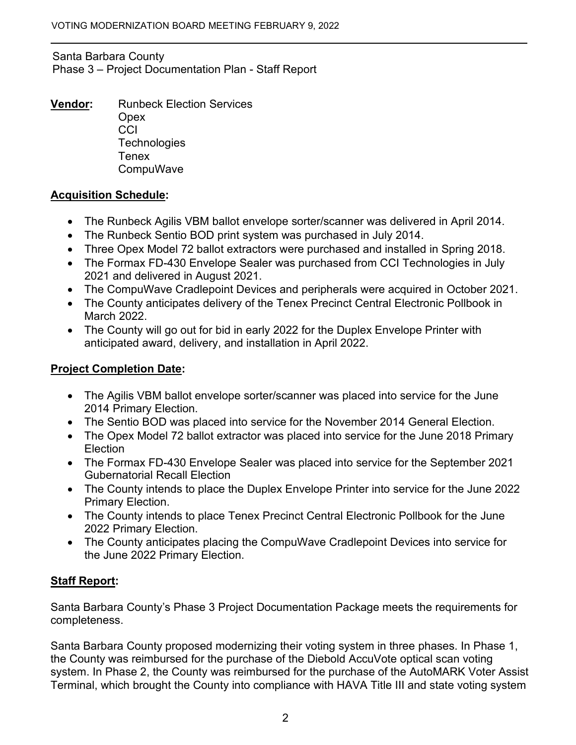Santa Barbara County
Phase 3 – Project Documentation Plan - Staff Report

**Vendor:** Runbeck Election Services
Opex
CCI
Technologies
Tenex
CompuWave

## Acquisition Schedule:

- The Runbeck Agilis VBM ballot envelope sorter/scanner was delivered in April 2014.
- The Runbeck Sentio BOD print system was purchased in July 2014.
- Three Opex Model 72 ballot extractors were purchased and installed in Spring 2018.
- The Formax FD-430 Envelope Sealer was purchased from CCI Technologies in July 2021 and delivered in August 2021.
- The CompuWave Cradlepoint Devices and peripherals were acquired in October 2021.
- The County anticipates delivery of the Tenex Precinct Central Electronic Pollbook in March 2022.
- The County will go out for bid in early 2022 for the Duplex Envelope Printer with anticipated award, delivery, and installation in April 2022.

## Project Completion Date:

- The Agilis VBM ballot envelope sorter/scanner was placed into service for the June 2014 Primary Election.
- The Sentio BOD was placed into service for the November 2014 General Election.
- The Opex Model 72 ballot extractor was placed into service for the June 2018 Primary Election
- The Formax FD-430 Envelope Sealer was placed into service for the September 2021 Gubernatorial Recall Election
- The County intends to place the Duplex Envelope Printer into service for the June 2022 Primary Election.
- The County intends to place Tenex Precinct Central Electronic Pollbook for the June 2022 Primary Election.
- The County anticipates placing the CompuWave Cradlepoint Devices into service for the June 2022 Primary Election.

## Staff Report:

Santa Barbara County's Phase 3 Project Documentation Package meets the requirements for completeness.

Santa Barbara County proposed modernizing their voting system in three phases. In Phase 1, the County was reimbursed for the purchase of the Diebold AccuVote optical scan voting system. In Phase 2, the County was reimbursed for the purchase of the AutoMARK Voter Assist Terminal, which brought the County into compliance with HAVA Title III and state voting system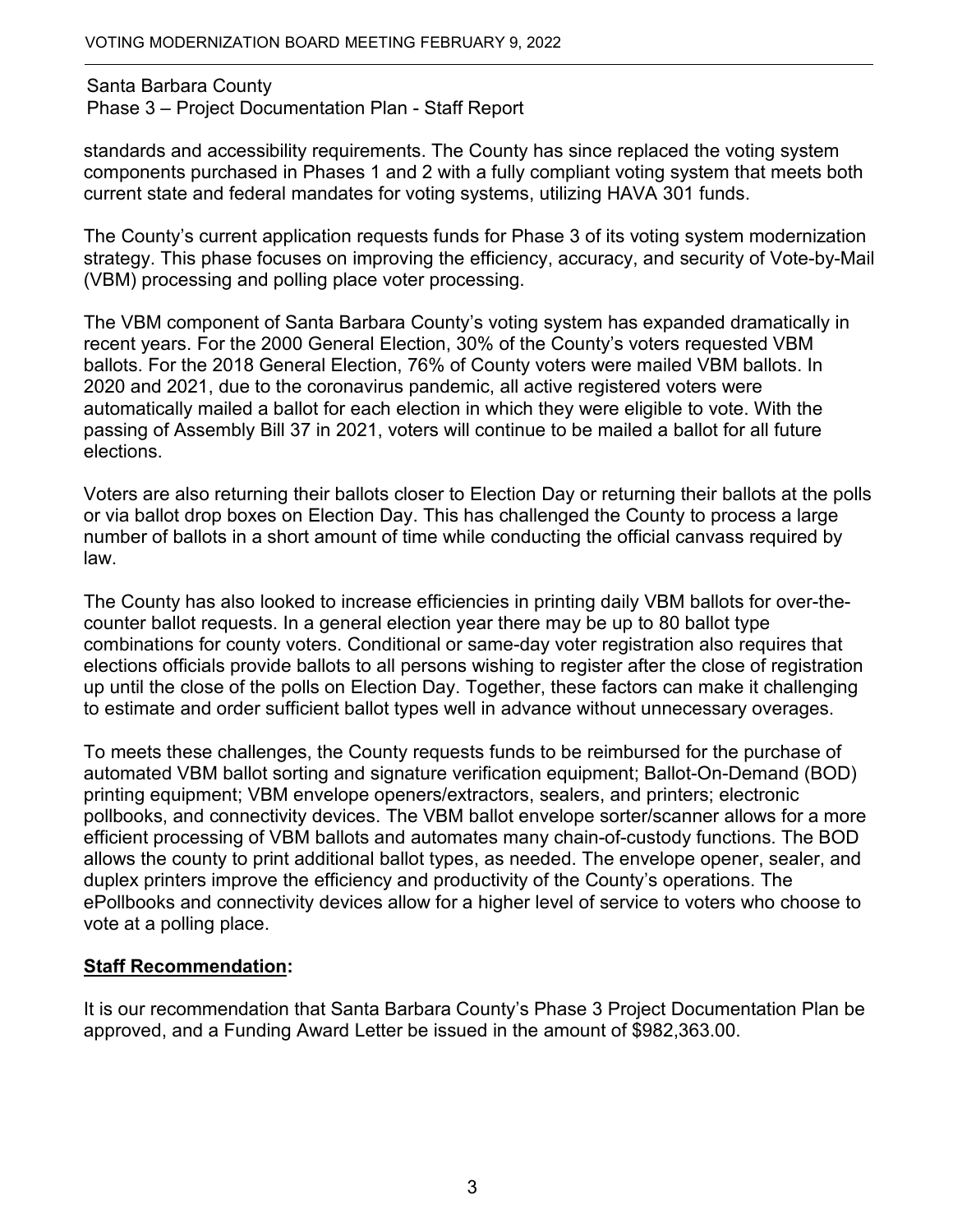Santa Barbara County
Phase 3 – Project Documentation Plan - Staff Report

standards and accessibility requirements. The County has since replaced the voting system components purchased in Phases 1 and 2 with a fully compliant voting system that meets both current state and federal mandates for voting systems, utilizing HAVA 301 funds.

The County's current application requests funds for Phase 3 of its voting system modernization strategy. This phase focuses on improving the efficiency, accuracy, and security of Vote-by-Mail (VBM) processing and polling place voter processing.

The VBM component of Santa Barbara County's voting system has expanded dramatically in recent years. For the 2000 General Election, 30% of the County's voters requested VBM ballots. For the 2018 General Election, 76% of County voters were mailed VBM ballots. In 2020 and 2021, due to the coronavirus pandemic, all active registered voters were automatically mailed a ballot for each election in which they were eligible to vote. With the passing of Assembly Bill 37 in 2021, voters will continue to be mailed a ballot for all future elections.

Voters are also returning their ballots closer to Election Day or returning their ballots at the polls or via ballot drop boxes on Election Day. This has challenged the County to process a large number of ballots in a short amount of time while conducting the official canvass required by law.

The County has also looked to increase efficiencies in printing daily VBM ballots for over-the-counter ballot requests. In a general election year there may be up to 80 ballot type combinations for county voters. Conditional or same-day voter registration also requires that elections officials provide ballots to all persons wishing to register after the close of registration up until the close of the polls on Election Day. Together, these factors can make it challenging to estimate and order sufficient ballot types well in advance without unnecessary overages.

To meets these challenges, the County requests funds to be reimbursed for the purchase of automated VBM ballot sorting and signature verification equipment; Ballot-On-Demand (BOD) printing equipment; VBM envelope openers/extractors, sealers, and printers; electronic pollbooks, and connectivity devices. The VBM ballot envelope sorter/scanner allows for a more efficient processing of VBM ballots and automates many chain-of-custody functions. The BOD allows the county to print additional ballot types, as needed. The envelope opener, sealer, and duplex printers improve the efficiency and productivity of the County's operations. The ePollbooks and connectivity devices allow for a higher level of service to voters who choose to vote at a polling place.

**Staff Recommendation:**

It is our recommendation that Santa Barbara County's Phase 3 Project Documentation Plan be approved, and a Funding Award Letter be issued in the amount of $982,363.00.